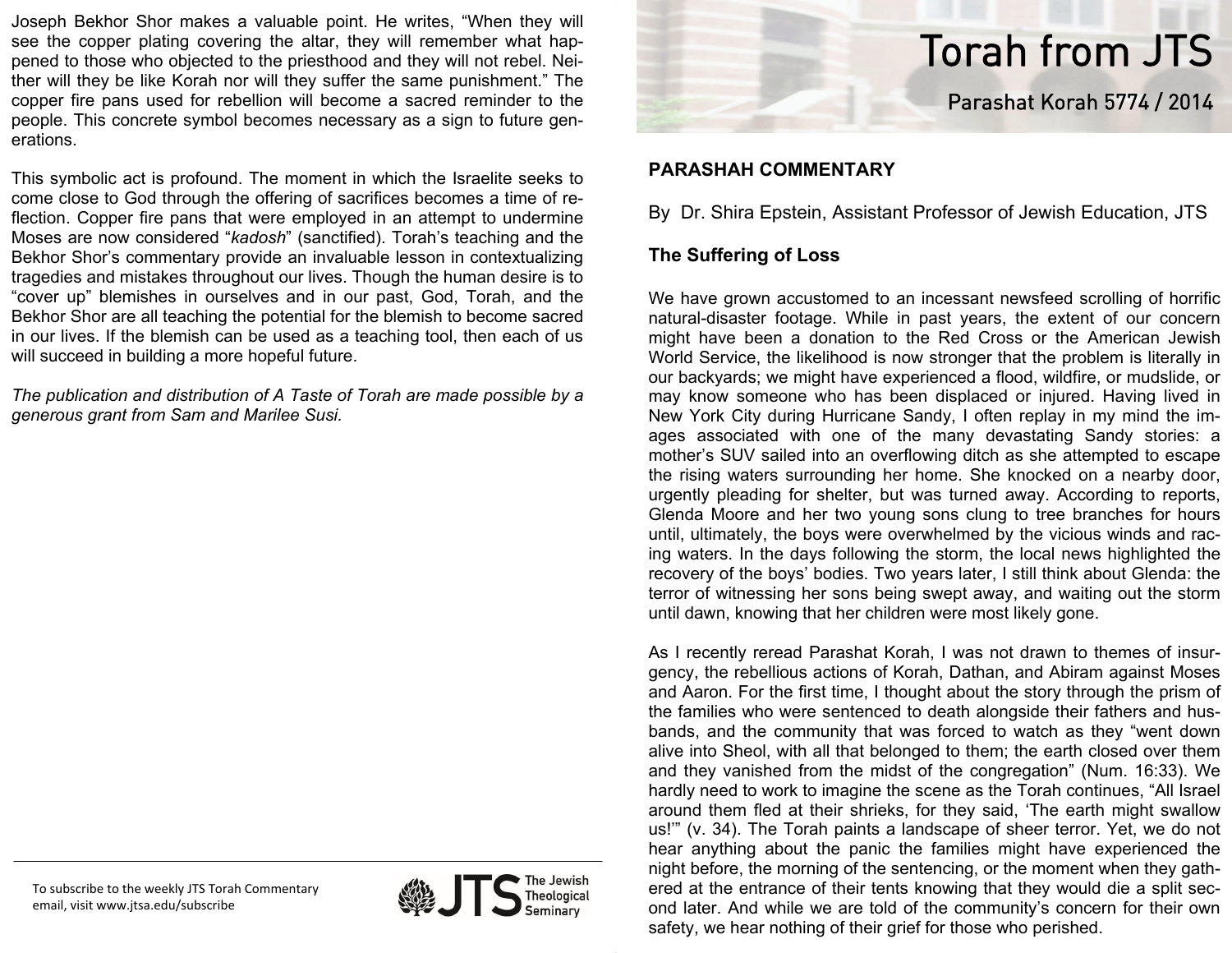Joseph Bekhor Shor makes a valuable point. He writes, "When they will see the copper plating covering the altar, they will remember what happened to those who objected to the priesthood and they will not rebel. Neither will they be like Korah nor will they suffer the same punishment." The copper fire pans used for rebellion will become a sacred reminder to the people. This concrete symbol becomes necessary as a sign to future generations.

This symbolic act is profound. The moment in which the Israelite seeks to come close to God through the offering of sacrifices becomes a time of reflection. Copper fire pans that were employed in an attempt to undermine Moses are now considered "*kadosh*" (sanctified). Torah's teaching and the Bekhor Shor's commentary provide an invaluable lesson in contextualizing tragedies and mistakes throughout our lives. Though the human desire is to "cover up" blemishes in ourselves and in our past, God, Torah, and the Bekhor Shor are all teaching the potential for the blemish to become sacred in our lives. If the blemish can be used as a teaching tool, then each of us will succeed in building a more hopeful future.

*The publication and distribution of A Taste of Torah are made possible by a generous grant from Sam and Marilee Susi.*

To subscribe to the weekly JTS Torah Commentary email, visit www.jtsa.edu/subscribe

JTS The Jewish Theological Seminary

# Torah from JTS

## Parashat Korah 5774 / 2014

**PARASHAH COMMENTARY**

By Dr. Shira Epstein, Assistant Professor of Jewish Education, JTS

**The Suffering of Loss**

We have grown accustomed to an incessant newsfeed scrolling of horrific natural-disaster footage. While in past years, the extent of our concern might have been a donation to the Red Cross or the American Jewish World Service, the likelihood is now stronger that the problem is literally in our backyards; we might have experienced a flood, wildfire, or mudslide, or may know someone who has been displaced or injured. Having lived in New York City during Hurricane Sandy, I often replay in my mind the images associated with one of the many devastating Sandy stories: a mother's SUV sailed into an overflowing ditch as she attempted to escape the rising waters surrounding her home. She knocked on a nearby door, urgently pleading for shelter, but was turned away. According to reports, Glenda Moore and her two young sons clung to tree branches for hours until, ultimately, the boys were overwhelmed by the vicious winds and racing waters. In the days following the storm, the local news highlighted the recovery of the boys' bodies. Two years later, I still think about Glenda: the terror of witnessing her sons being swept away, and waiting out the storm until dawn, knowing that her children were most likely gone.

As I recently reread Parashat Korah, I was not drawn to themes of insurgency, the rebellious actions of Korah, Dathan, and Abiram against Moses and Aaron. For the first time, I thought about the story through the prism of the families who were sentenced to death alongside their fathers and husbands, and the community that was forced to watch as they "went down alive into Sheol, with all that belonged to them; the earth closed over them and they vanished from the midst of the congregation" (Num. 16:33). We hardly need to work to imagine the scene as the Torah continues, "All Israel around them fled at their shrieks, for they said, 'The earth might swallow us!'" (v. 34). The Torah paints a landscape of sheer terror. Yet, we do not hear anything about the panic the families might have experienced the night before, the morning of the sentencing, or the moment when they gathered at the entrance of their tents knowing that they would die a split second later. And while we are told of the community's concern for their own safety, we hear nothing of their grief for those who perished.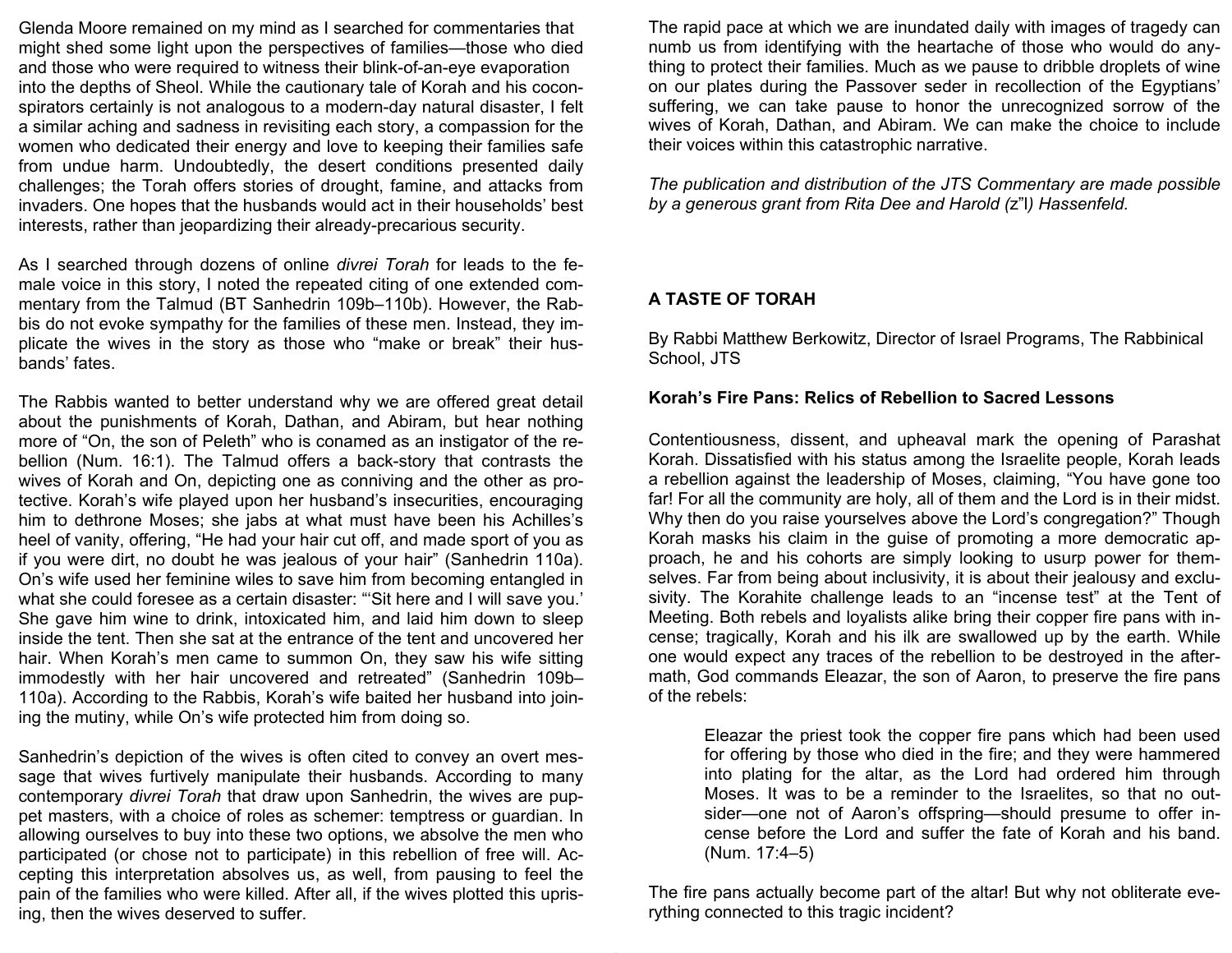Glenda Moore remained on my mind as I searched for commentaries that might shed some light upon the perspectives of families—those who died and those who were required to witness their blink-of-an-eye evaporation into the depths of Sheol. While the cautionary tale of Korah and his coconspirators certainly is not analogous to a modern-day natural disaster, I felt a similar aching and sadness in revisiting each story, a compassion for the women who dedicated their energy and love to keeping their families safe from undue harm. Undoubtedly, the desert conditions presented daily challenges; the Torah offers stories of drought, famine, and attacks from invaders. One hopes that the husbands would act in their households' best interests, rather than jeopardizing their already-precarious security.

As I searched through dozens of online *divrei Torah* for leads to the female voice in this story, I noted the repeated citing of one extended commentary from the Talmud (BT Sanhedrin 109b–110b). However, the Rabbis do not evoke sympathy for the families of these men. Instead, they implicate the wives in the story as those who "make or break" their husbands' fates.

The Rabbis wanted to better understand why we are offered great detail about the punishments of Korah, Dathan, and Abiram, but hear nothing more of "On, the son of Peleth" who is conamed as an instigator of the rebellion (Num. 16:1). The Talmud offers a back-story that contrasts the wives of Korah and On, depicting one as conniving and the other as protective. Korah's wife played upon her husband's insecurities, encouraging him to dethrone Moses; she jabs at what must have been his Achilles's heel of vanity, offering, "He had your hair cut off, and made sport of you as if you were dirt, no doubt he was jealous of your hair" (Sanhedrin 110a). On's wife used her feminine wiles to save him from becoming entangled in what she could foresee as a certain disaster: "'Sit here and I will save you.' She gave him wine to drink, intoxicated him, and laid him down to sleep inside the tent. Then she sat at the entrance of the tent and uncovered her hair. When Korah's men came to summon On, they saw his wife sitting immodestly with her hair uncovered and retreated" (Sanhedrin 109b–110a). According to the Rabbis, Korah's wife baited her husband into joining the mutiny, while On's wife protected him from doing so.

Sanhedrin's depiction of the wives is often cited to convey an overt message that wives furtively manipulate their husbands. According to many contemporary *divrei Torah* that draw upon Sanhedrin, the wives are puppet masters, with a choice of roles as schemer: temptress or guardian. In allowing ourselves to buy into these two options, we absolve the men who participated (or chose not to participate) in this rebellion of free will. Accepting this interpretation absolves us, as well, from pausing to feel the pain of the families who were killed. After all, if the wives plotted this uprising, then the wives deserved to suffer.

The rapid pace at which we are inundated daily with images of tragedy can numb us from identifying with the heartache of those who would do anything to protect their families. Much as we pause to dribble droplets of wine on our plates during the Passover seder in recollection of the Egyptians' suffering, we can take pause to honor the unrecognized sorrow of the wives of Korah, Dathan, and Abiram. We can make the choice to include their voices within this catastrophic narrative.

*The publication and distribution of the JTS Commentary are made possible by a generous grant from Rita Dee and Harold (z"l) Hassenfeld.*

## A TASTE OF TORAH

By Rabbi Matthew Berkowitz, Director of Israel Programs, The Rabbinical School, JTS

### Korah's Fire Pans: Relics of Rebellion to Sacred Lessons

Contentiousness, dissent, and upheaval mark the opening of Parashat Korah. Dissatisfied with his status among the Israelite people, Korah leads a rebellion against the leadership of Moses, claiming, "You have gone too far! For all the community are holy, all of them and the Lord is in their midst. Why then do you raise yourselves above the Lord's congregation?" Though Korah masks his claim in the guise of promoting a more democratic approach, he and his cohorts are simply looking to usurp power for themselves. Far from being about inclusivity, it is about their jealousy and exclusivity. The Korahite challenge leads to an "incense test" at the Tent of Meeting. Both rebels and loyalists alike bring their copper fire pans with incense; tragically, Korah and his ilk are swallowed up by the earth. While one would expect any traces of the rebellion to be destroyed in the aftermath, God commands Eleazar, the son of Aaron, to preserve the fire pans of the rebels:

> Eleazar the priest took the copper fire pans which had been used for offering by those who died in the fire; and they were hammered into plating for the altar, as the Lord had ordered him through Moses. It was to be a reminder to the Israelites, so that no outsider—one not of Aaron's offspring—should presume to offer incense before the Lord and suffer the fate of Korah and his band. (Num. 17:4–5)

The fire pans actually become part of the altar! But why not obliterate everything connected to this tragic incident?